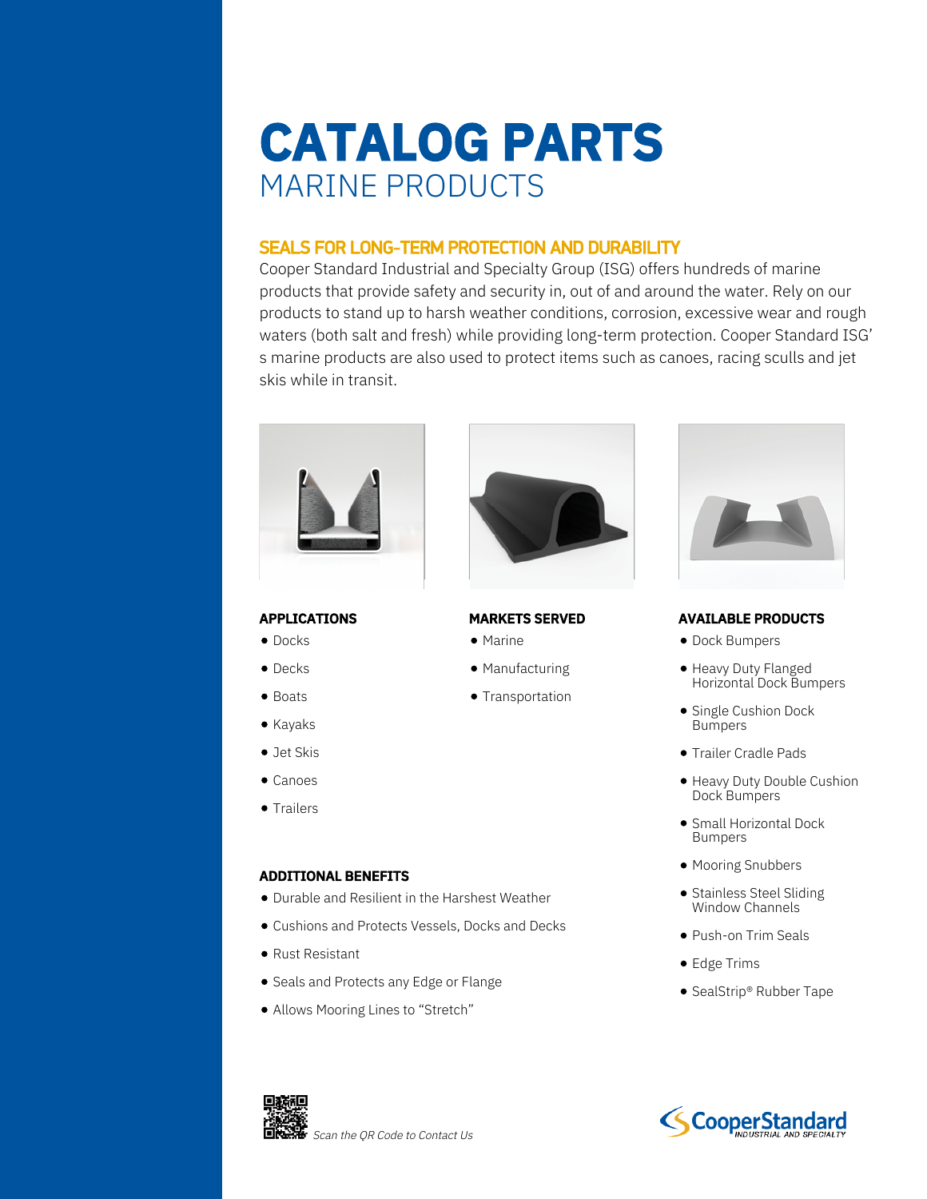# CATALOG PARTS

## MARINE PRODUCTS

### SEALS FOR LONG-TERM PROTECTION AND DURABILITY

Cooper Standard Industrial and Specialty Group (ISG) offers hundreds of marine products that provide safety and security in, out of and around the water. Rely on our products to stand up to harsh weather conditions, corrosion, excessive wear and rough waters (both salt and fresh) while providing long-term protection. Cooper Standard ISG's marine products are also used to protect items such as canoes, racing sculls and jet skis while in transit.

**APPLICATIONS**

- Docks
- Decks
- Boats
- Kayaks
- Jet Skis
- Canoes
- Trailers

**MARKETS SERVED**

- Marine
- Manufacturing
- Transportation

**AVAILABLE PRODUCTS**

- Dock Bumpers
- Heavy Duty Flanged Horizontal Dock Bumpers
- Single Cushion Dock Bumpers
- Trailer Cradle Pads
- Heavy Duty Double Cushion Dock Bumpers
- Small Horizontal Dock Bumpers
- Mooring Snubbers
- Stainless Steel Sliding Window Channels
- Push-on Trim Seals
- Edge Trims
- SealStrip® Rubber Tape

**ADDITIONAL BENEFITS**

- Durable and Resilient in the Harshest Weather
- Cushions and Protects Vessels, Docks and Decks
- Rust Resistant
- Seals and Protects any Edge or Flange
- Allows Mooring Lines to "Stretch"

*Scan the QR Code to Contact Us*

CooperStandard INDUSTRIAL AND SPECIALTY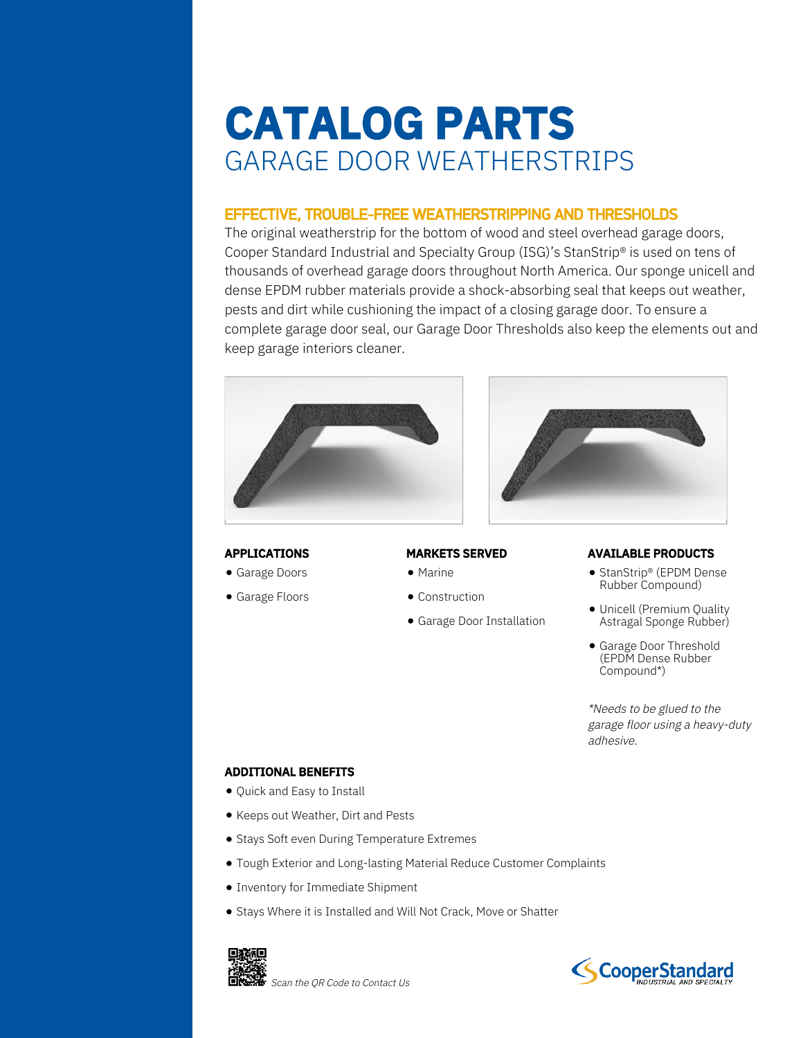# CATALOG PARTS

## GARAGE DOOR WEATHERSTRIPS

### EFFECTIVE, TROUBLE-FREE WEATHERSTRIPPING AND THRESHOLDS

The original weatherstrip for the bottom of wood and steel overhead garage doors, Cooper Standard Industrial and Specialty Group (ISG)'s StanStrip® is used on tens of thousands of overhead garage doors throughout North America. Our sponge unicell and dense EPDM rubber materials provide a shock-absorbing seal that keeps out weather, pests and dirt while cushioning the impact of a closing garage door. To ensure a complete garage door seal, our Garage Door Thresholds also keep the elements out and keep garage interiors cleaner.

### APPLICATIONS

- Garage Doors
- Garage Floors

### MARKETS SERVED

- Marine
- Construction
- Garage Door Installation

### AVAILABLE PRODUCTS

- StanStrip® (EPDM Dense Rubber Compound)
- Unicell (Premium Quality Astragal Sponge Rubber)
- Garage Door Threshold (EPDM Dense Rubber Compound*)

*\*Needs to be glued to the garage floor using a heavy-duty adhesive.*

### ADDITIONAL BENEFITS

- Quick and Easy to Install
- Keeps out Weather, Dirt and Pests
- Stays Soft even During Temperature Extremes
- Tough Exterior and Long-lasting Material Reduce Customer Complaints
- Inventory for Immediate Shipment
- Stays Where it is Installed and Will Not Crack, Move or Shatter

*Scan the QR Code to Contact Us*

CooperStandard INDUSTRIAL AND SPECIALTY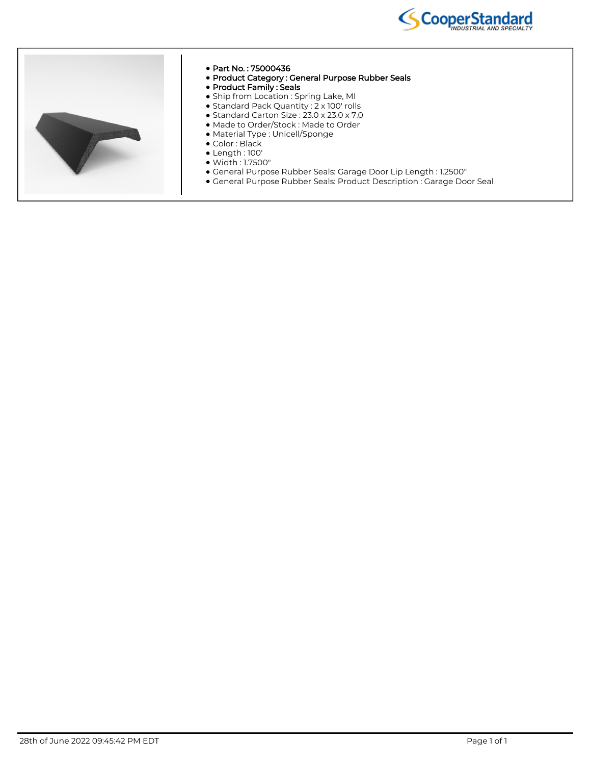- **Part No. : 75000436**
- **Product Category : General Purpose Rubber Seals**
- **Product Family : Seals**
- Ship from Location : Spring Lake, MI
- Standard Pack Quantity : 2 x 100' rolls
- Standard Carton Size : 23.0 x 23.0 x 7.0
- Made to Order/Stock : Made to Order
- Material Type : Unicell/Sponge
- Color : Black
- Length : 100'
- Width : 1.7500"
- General Purpose Rubber Seals: Garage Door Lip Length : 1.2500"
- General Purpose Rubber Seals: Product Description : Garage Door Seal

28th of June 2022 09:45:42 PM EDT